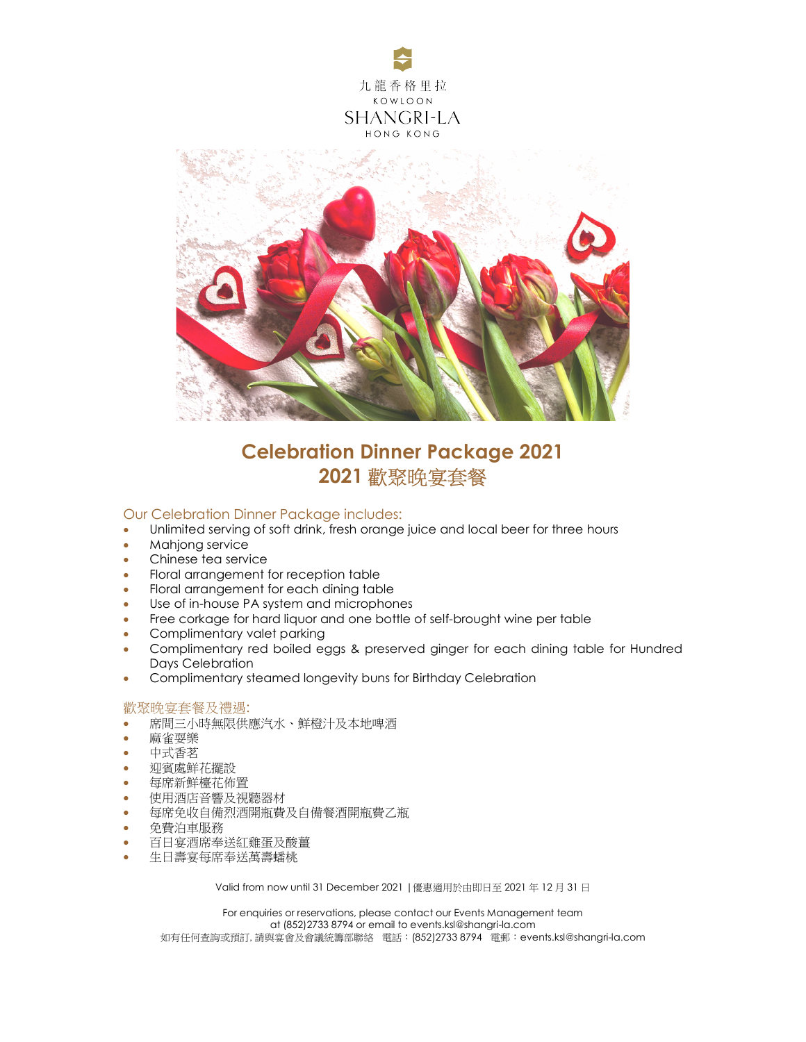九龍香格里拉
KOWLOON
SHANGRI-LA
HONG KONG

# Celebration Dinner Package 2021
# 2021 歡聚晚宴套餐

Our Celebration Dinner Package includes:

- Unlimited serving of soft drink, fresh orange juice and local beer for three hours
- Mahjong service
- Chinese tea service
- Floral arrangement for reception table
- Floral arrangement for each dining table
- Use of in-house PA system and microphones
- Free corkage for hard liquor and one bottle of self-brought wine per table
- Complimentary valet parking
- Complimentary red boiled eggs & preserved ginger for each dining table for Hundred Days Celebration
- Complimentary steamed longevity buns for Birthday Celebration

歡聚晚宴套餐及禮遇:

- 席間三小時無限供應汽水、鮮橙汁及本地啤酒
- 麻雀耍樂
- 中式香茗
- 迎賓處鮮花擺設
- 每席新鮮檯花佈置
- 使用酒店音響及視聽器材
- 每席免收自備烈酒開瓶費及自備餐酒開瓶費乙瓶
- 免費泊車服務
- 百日宴酒席奉送紅雞蛋及酸薑
- 生日壽宴每席奉送萬壽蟠桃

Valid from now until 31 December 2021 | 優惠適用於由即日至 2021 年 12 月 31 日

For enquiries or reservations, please contact our Events Management team at (852)2733 8794 or email to events.ksl@shangri-la.com
如有任何查詢或預訂, 請與宴會及會議統籌部聯絡　電話：(852)2733 8794　電郵：events.ksl@shangri-la.com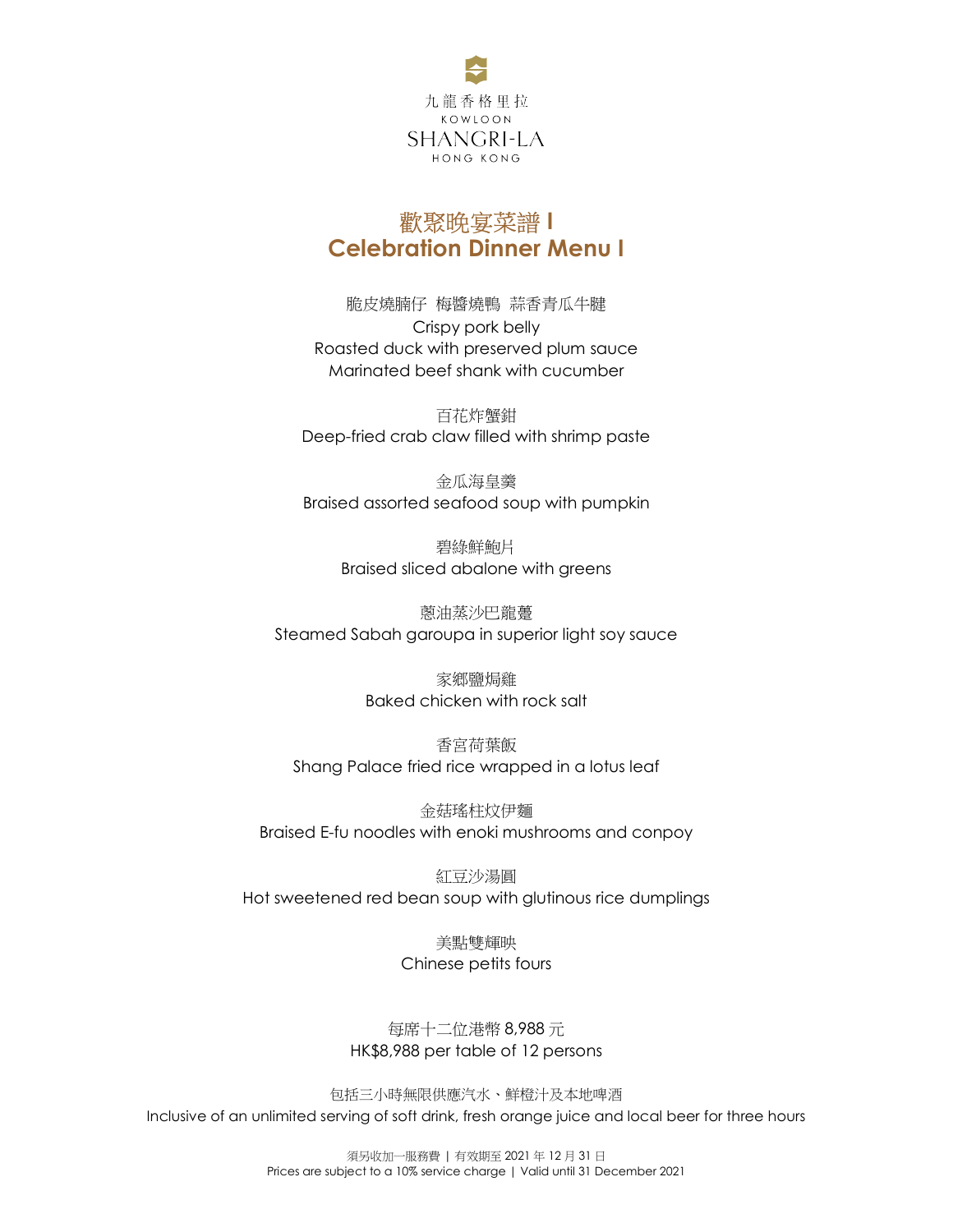九龍香格里拉
KOWLOON
SHANGRI-LA
HONG KONG

# 歡聚晚宴菜譜 I
# Celebration Dinner Menu I

脆皮燒腩仔 梅醬燒鴨 蒜香青瓜牛腱
Crispy pork belly
Roasted duck with preserved plum sauce
Marinated beef shank with cucumber

百花炸蟹鉗
Deep-fried crab claw filled with shrimp paste

金瓜海皇羹
Braised assorted seafood soup with pumpkin

碧綠鮮鮑片
Braised sliced abalone with greens

蔥油蒸沙巴龍躉
Steamed Sabah garoupa in superior light soy sauce

家鄉鹽焗雞
Baked chicken with rock salt

香宮荷葉飯
Shang Palace fried rice wrapped in a lotus leaf

金菇瑤柱炆伊麵
Braised E-fu noodles with enoki mushrooms and conpoy

紅豆沙湯圓
Hot sweetened red bean soup with glutinous rice dumplings

美點雙輝映
Chinese petits fours

每席十二位港幣 8,988 元
HK$8,988 per table of 12 persons

包括三小時無限供應汽水、鮮橙汁及本地啤酒
Inclusive of an unlimited serving of soft drink, fresh orange juice and local beer for three hours

須另收加一服務費 | 有效期至 2021 年 12 月 31 日
Prices are subject to a 10% service charge | Valid until 31 December 2021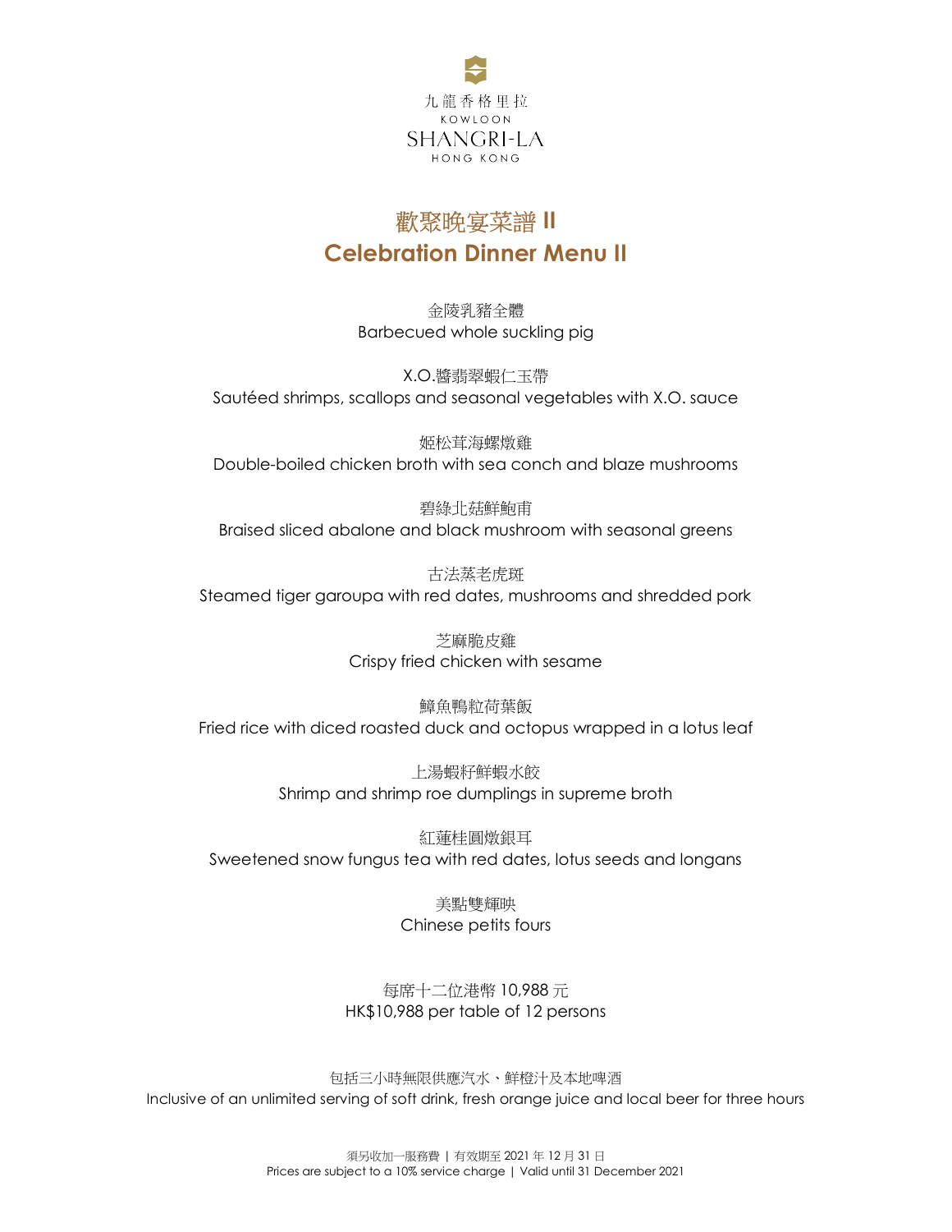九龍香格里拉
KOWLOON
SHANGRI-LA
HONG KONG

# 歡聚晚宴菜譜 II
# Celebration Dinner Menu II

金陵乳豬全體
Barbecued whole suckling pig

X.O.醬翡翠蝦仁玉帶
Sautéed shrimps, scallops and seasonal vegetables with X.O. sauce

姬松茸海螺燉雞
Double-boiled chicken broth with sea conch and blaze mushrooms

碧綠北菇鮮鮑甫
Braised sliced abalone and black mushroom with seasonal greens

古法蒸老虎斑
Steamed tiger garoupa with red dates, mushrooms and shredded pork

芝麻脆皮雞
Crispy fried chicken with sesame

鱆魚鴨粒荷葉飯
Fried rice with diced roasted duck and octopus wrapped in a lotus leaf

上湯蝦籽鮮蝦水餃
Shrimp and shrimp roe dumplings in supreme broth

紅蓮桂圓燉銀耳
Sweetened snow fungus tea with red dates, lotus seeds and longans

美點雙輝映
Chinese petits fours

每席十二位港幣 10,988 元
HK$10,988 per table of 12 persons

包括三小時無限供應汽水、鮮橙汁及本地啤酒
Inclusive of an unlimited serving of soft drink, fresh orange juice and local beer for three hours

須另收加一服務費 | 有效期至 2021 年 12 月 31 日
Prices are subject to a 10% service charge | Valid until 31 December 2021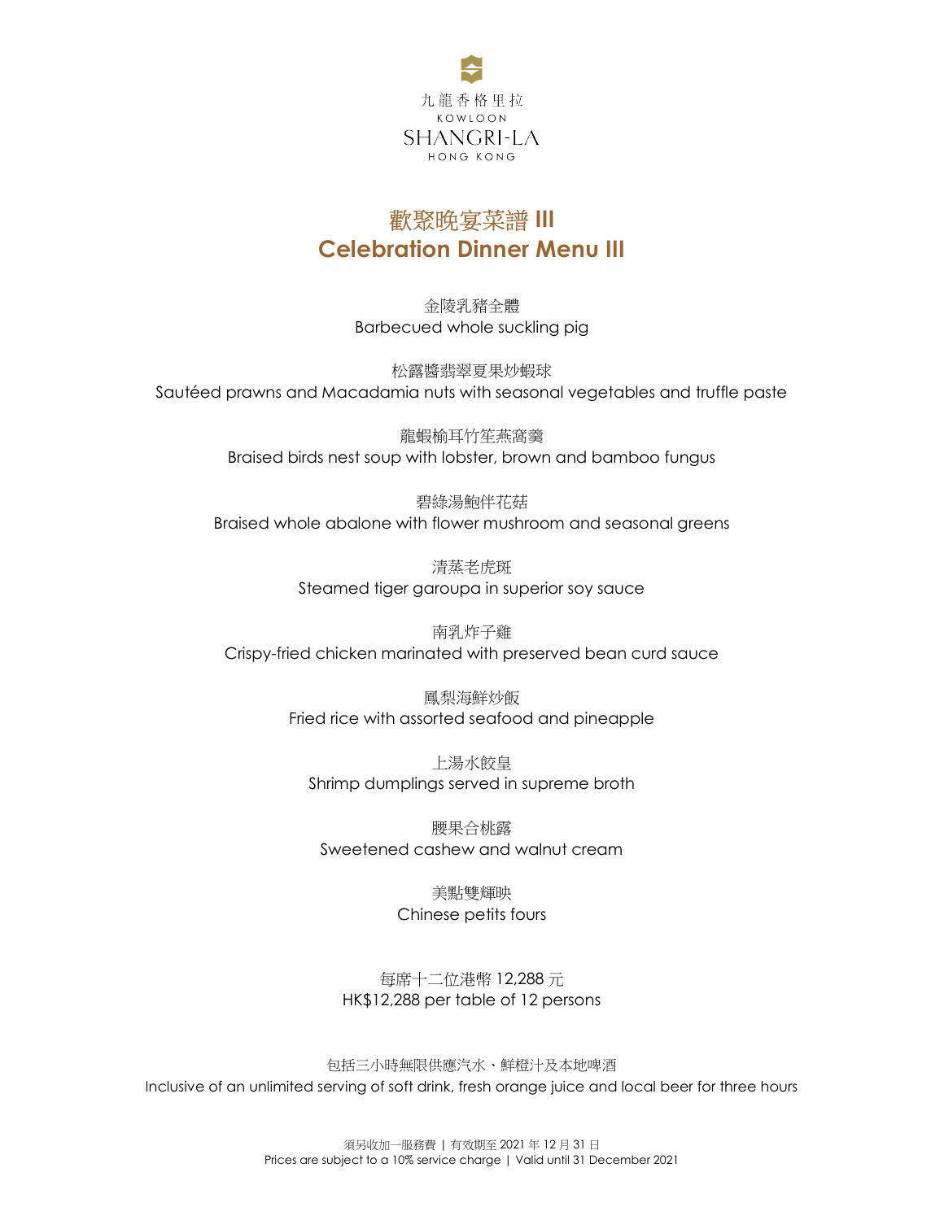九龍香格里拉
KOWLOON
SHANGRI-LA
HONG KONG

# 歡聚晚宴菜譜 III
# Celebration Dinner Menu III

金陵乳豬全體
Barbecued whole suckling pig

松露醬翡翠夏果炒蝦球
Sautéed prawns and Macadamia nuts with seasonal vegetables and truffle paste

龍蝦榆耳竹笙燕窩羹
Braised birds nest soup with lobster, brown and bamboo fungus

碧綠湯鮑伴花菇
Braised whole abalone with flower mushroom and seasonal greens

清蒸老虎斑
Steamed tiger garoupa in superior soy sauce

南乳炸子雞
Crispy-fried chicken marinated with preserved bean curd sauce

鳳梨海鮮炒飯
Fried rice with assorted seafood and pineapple

上湯水餃皇
Shrimp dumplings served in supreme broth

腰果合桃露
Sweetened cashew and walnut cream

美點雙輝映
Chinese petits fours

每席十二位港幣 12,288 元
HK$12,288 per table of 12 persons

包括三小時無限供應汽水、鮮橙汁及本地啤酒
Inclusive of an unlimited serving of soft drink, fresh orange juice and local beer for three hours

須另收加一服務費 | 有效期至 2021 年 12 月 31 日
Prices are subject to a 10% service charge | Valid until 31 December 2021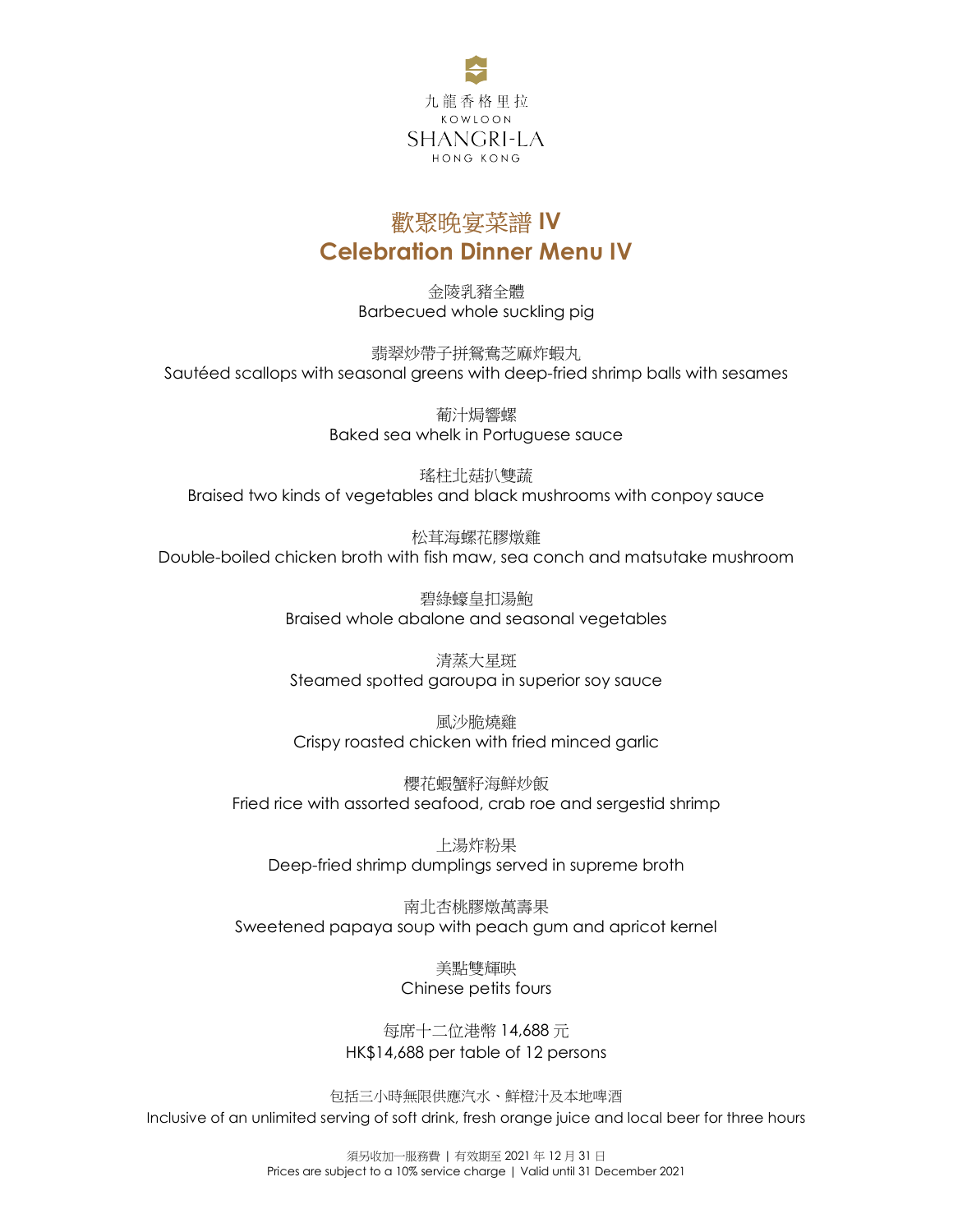九龍香格里拉
KOWLOON
SHANGRI-LA
HONG KONG

# 歡聚晚宴菜譜 IV
# Celebration Dinner Menu IV

金陵乳豬全體
Barbecued whole suckling pig

翡翠炒帶子拼鴛鴦芝麻炸蝦丸
Sautéed scallops with seasonal greens with deep-fried shrimp balls with sesames

葡汁焗響螺
Baked sea whelk in Portuguese sauce

瑤柱北菇扒雙蔬
Braised two kinds of vegetables and black mushrooms with conpoy sauce

松茸海螺花膠燉雞
Double-boiled chicken broth with fish maw, sea conch and matsutake mushroom

碧綠蠔皇扣湯鮑
Braised whole abalone and seasonal vegetables

清蒸大星斑
Steamed spotted garoupa in superior soy sauce

風沙脆燒雞
Crispy roasted chicken with fried minced garlic

櫻花蝦蟹籽海鮮炒飯
Fried rice with assorted seafood, crab roe and sergestid shrimp

上湯炸粉果
Deep-fried shrimp dumplings served in supreme broth

南北杏桃膠燉萬壽果
Sweetened papaya soup with peach gum and apricot kernel

美點雙輝映
Chinese petits fours

每席十二位港幣 14,688 元
HK$14,688 per table of 12 persons

包括三小時無限供應汽水、鮮橙汁及本地啤酒
Inclusive of an unlimited serving of soft drink, fresh orange juice and local beer for three hours

須另收加一服務費 | 有效期至 2021 年 12 月 31 日
Prices are subject to a 10% service charge | Valid until 31 December 2021